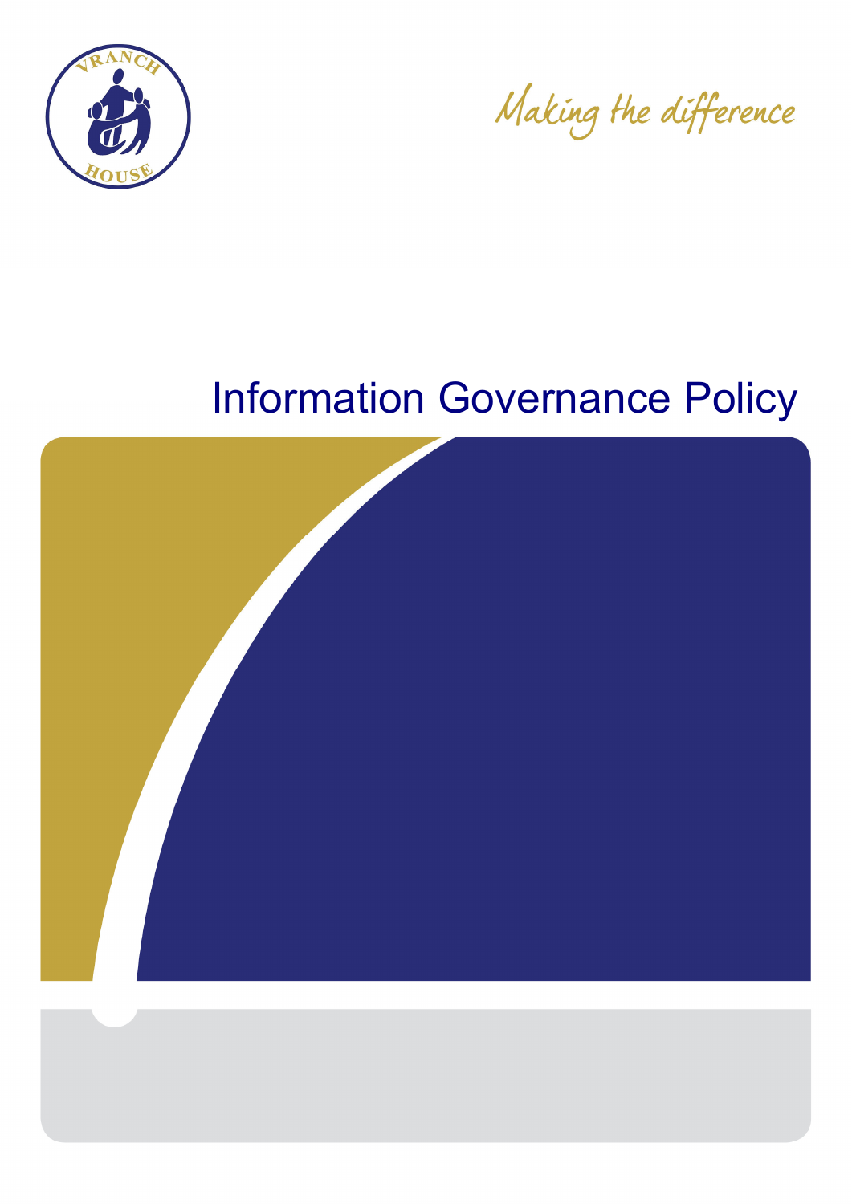VRANCH HOUSE

*Making the difference*

# Information Governance Policy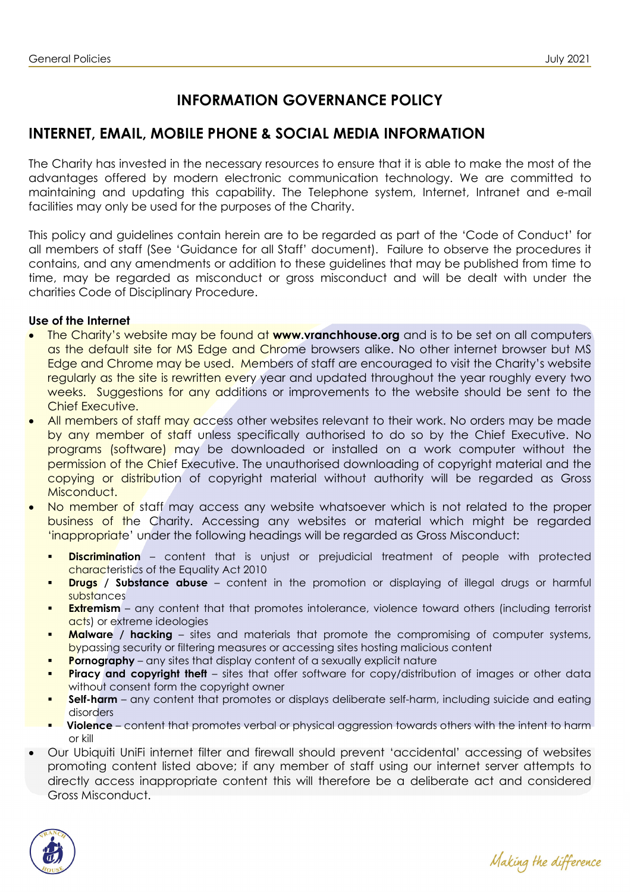# INFORMATION GOVERNANCE POLICY

## INTERNET, EMAIL, MOBILE PHONE & SOCIAL MEDIA INFORMATION

The Charity has invested in the necessary resources to ensure that it is able to make the most of the advantages offered by modern electronic communication technology. We are committed to maintaining and updating this capability. The Telephone system, Internet, Intranet and e-mail facilities may only be used for the purposes of the Charity.

This policy and guidelines contain herein are to be regarded as part of the 'Code of Conduct' for all members of staff (See 'Guidance for all Staff' document). Failure to observe the procedures it contains, and any amendments or addition to these guidelines that may be published from time to time, may be regarded as misconduct or gross misconduct and will be dealt with under the charities Code of Disciplinary Procedure.

**Use of the Internet**

- The Charity's website may be found at **www.vranchhouse.org** and is to be set on all computers as the default site for MS Edge and Chrome browsers alike. No other internet browser but MS Edge and Chrome may be used. Members of staff are encouraged to visit the Charity's website regularly as the site is rewritten every year and updated throughout the year roughly every two weeks. Suggestions for any additions or improvements to the website should be sent to the Chief Executive.
- All members of staff may access other websites relevant to their work. No orders may be made by any member of staff unless specifically authorised to do so by the Chief Executive. No programs (software) may be downloaded or installed on a work computer without the permission of the Chief Executive. The unauthorised downloading of copyright material and the copying or distribution of copyright material without authority will be regarded as Gross Misconduct.
- No member of staff may access any website whatsoever which is not related to the proper business of the Charity. Accessing any websites or material which might be regarded 'inappropriate' under the following headings will be regarded as Gross Misconduct:
  - **Discrimination** – content that is unjust or prejudicial treatment of people with protected characteristics of the Equality Act 2010
  - **Drugs / Substance abuse** – content in the promotion or displaying of illegal drugs or harmful substances
  - **Extremism** – any content that that promotes intolerance, violence toward others (including terrorist acts) or extreme ideologies
  - **Malware / hacking** – sites and materials that promote the compromising of computer systems, bypassing security or filtering measures or accessing sites hosting malicious content
  - **Pornography** – any sites that display content of a sexually explicit nature
  - **Piracy and copyright theft** – sites that offer software for copy/distribution of images or other data without consent form the copyright owner
  - **Self-harm** – any content that promotes or displays deliberate self-harm, including suicide and eating disorders
  - **Violence** – content that promotes verbal or physical aggression towards others with the intent to harm or kill
- Our Ubiquiti UniFi internet filter and firewall should prevent 'accidental' accessing of websites promoting content listed above; if any member of staff using our internet server attempts to directly access inappropriate content this will therefore be a deliberate act and considered Gross Misconduct.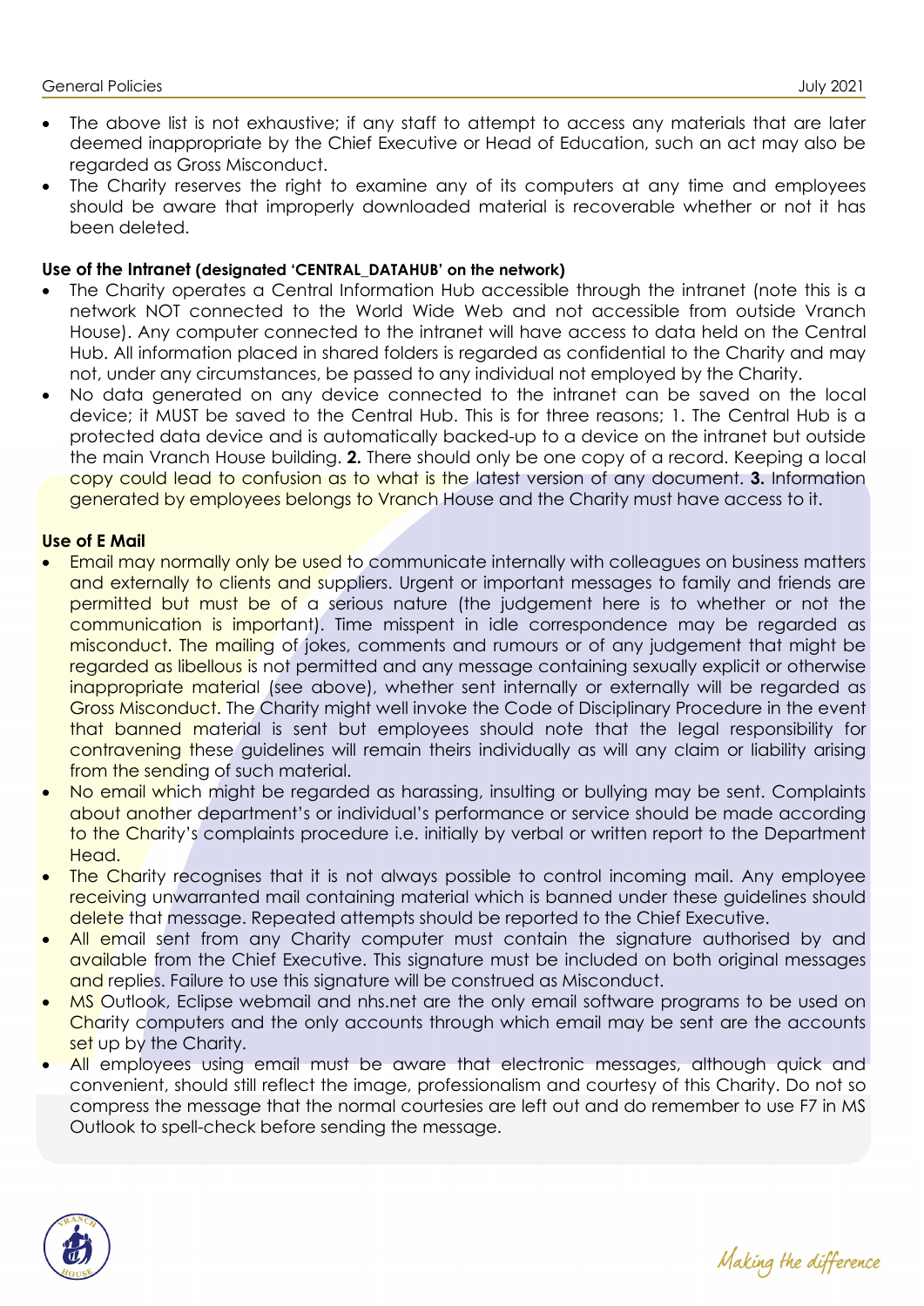- The above list is not exhaustive; if any staff to attempt to access any materials that are later deemed inappropriate by the Chief Executive or Head of Education, such an act may also be regarded as Gross Misconduct.
- The Charity reserves the right to examine any of its computers at any time and employees should be aware that improperly downloaded material is recoverable whether or not it has been deleted.

**Use of the Intranet (designated 'CENTRAL_DATAHUB' on the network)**

- The Charity operates a Central Information Hub accessible through the intranet (note this is a network NOT connected to the World Wide Web and not accessible from outside Vranch House). Any computer connected to the intranet will have access to data held on the Central Hub. All information placed in shared folders is regarded as confidential to the Charity and may not, under any circumstances, be passed to any individual not employed by the Charity.
- No data generated on any device connected to the intranet can be saved on the local device; it MUST be saved to the Central Hub. This is for three reasons; 1. The Central Hub is a protected data device and is automatically backed-up to a device on the intranet but outside the main Vranch House building. **2.** There should only be one copy of a record. Keeping a local copy could lead to confusion as to what is the latest version of any document. **3.** Information generated by employees belongs to Vranch House and the Charity must have access to it.

**Use of E Mail**

- Email may normally only be used to communicate internally with colleagues on business matters and externally to clients and suppliers. Urgent or important messages to family and friends are permitted but must be of a serious nature (the judgement here is to whether or not the communication is important). Time misspent in idle correspondence may be regarded as misconduct. The mailing of jokes, comments and rumours or of any judgement that might be regarded as libellous is not permitted and any message containing sexually explicit or otherwise inappropriate material (see above), whether sent internally or externally will be regarded as Gross Misconduct. The Charity might well invoke the Code of Disciplinary Procedure in the event that banned material is sent but employees should note that the legal responsibility for contravening these guidelines will remain theirs individually as will any claim or liability arising from the sending of such material.
- No email which might be regarded as harassing, insulting or bullying may be sent. Complaints about another department's or individual's performance or service should be made according to the Charity's complaints procedure i.e. initially by verbal or written report to the Department Head.
- The Charity recognises that it is not always possible to control incoming mail. Any employee receiving unwarranted mail containing material which is banned under these guidelines should delete that message. Repeated attempts should be reported to the Chief Executive.
- All email sent from any Charity computer must contain the signature authorised by and available from the Chief Executive. This signature must be included on both original messages and replies. Failure to use this signature will be construed as Misconduct.
- MS Outlook, Eclipse webmail and nhs.net are the only email software programs to be used on Charity computers and the only accounts through which email may be sent are the accounts set up by the Charity.
- All employees using email must be aware that electronic messages, although quick and convenient, should still reflect the image, professionalism and courtesy of this Charity. Do not so compress the message that the normal courtesies are left out and do remember to use F7 in MS Outlook to spell-check before sending the message.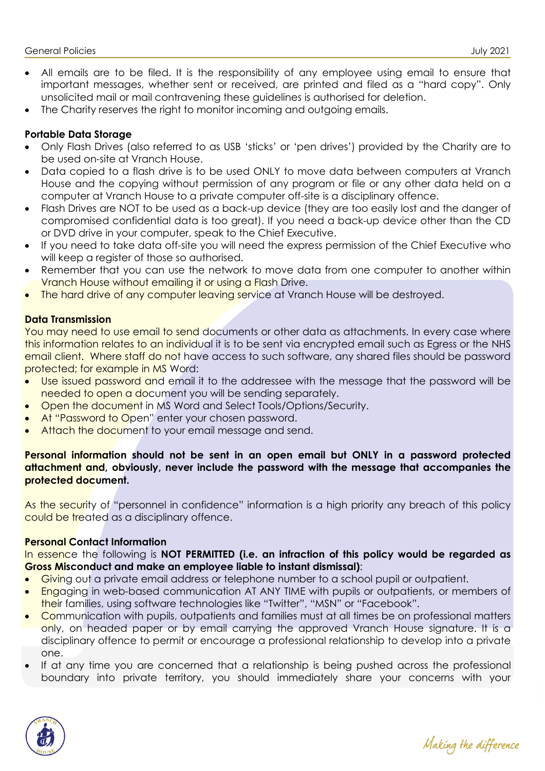- All emails are to be filed. It is the responsibility of any employee using email to ensure that important messages, whether sent or received, are printed and filed as a "hard copy". Only unsolicited mail or mail contravening these guidelines is authorised for deletion.
- The Charity reserves the right to monitor incoming and outgoing emails.

**Portable Data Storage**

- Only Flash Drives (also referred to as USB 'sticks' or 'pen drives') provided by the Charity are to be used on-site at Vranch House.
- Data copied to a flash drive is to be used ONLY to move data between computers at Vranch House and the copying without permission of any program or file or any other data held on a computer at Vranch House to a private computer off-site is a disciplinary offence.
- Flash Drives are NOT to be used as a back-up device (they are too easily lost and the danger of compromised confidential data is too great). If you need a back-up device other than the CD or DVD drive in your computer, speak to the Chief Executive.
- If you need to take data off-site you will need the express permission of the Chief Executive who will keep a register of those so authorised.
- Remember that you can use the network to move data from one computer to another within Vranch House without emailing it or using a Flash Drive.
- The hard drive of any computer leaving service at Vranch House will be destroyed.

**Data Transmission**

You may need to use email to send documents or other data as attachments. In every case where this information relates to an individual it is to be sent via encrypted email such as Egress or the NHS email client. Where staff do not have access to such software, any shared files should be password protected; for example in MS Word:

- Use issued password and email it to the addressee with the message that the password will be needed to open a document you will be sending separately.
- Open the document in MS Word and Select Tools/Options/Security.
- At "Password to Open" enter your chosen password.
- Attach the document to your email message and send.

**Personal information should not be sent in an open email but ONLY in a password protected attachment and, obviously, never include the password with the message that accompanies the protected document.**

As the security of "personnel in confidence" information is a high priority any breach of this policy could be treated as a disciplinary offence.

**Personal Contact Information**

In essence the following is **NOT PERMITTED (i.e. an infraction of this policy would be regarded as Gross Misconduct and make an employee liable to instant dismissal)**:

- Giving out a private email address or telephone number to a school pupil or outpatient.
- Engaging in web-based communication AT ANY TIME with pupils or outpatients, or members of their families, using software technologies like "Twitter", "MSN" or "Facebook".
- Communication with pupils, outpatients and families must at all times be on professional matters only, on headed paper or by email carrying the approved Vranch House signature. It is a disciplinary offence to permit or encourage a professional relationship to develop into a private one.
- If at any time you are concerned that a relationship is being pushed across the professional boundary into private territory, you should immediately share your concerns with your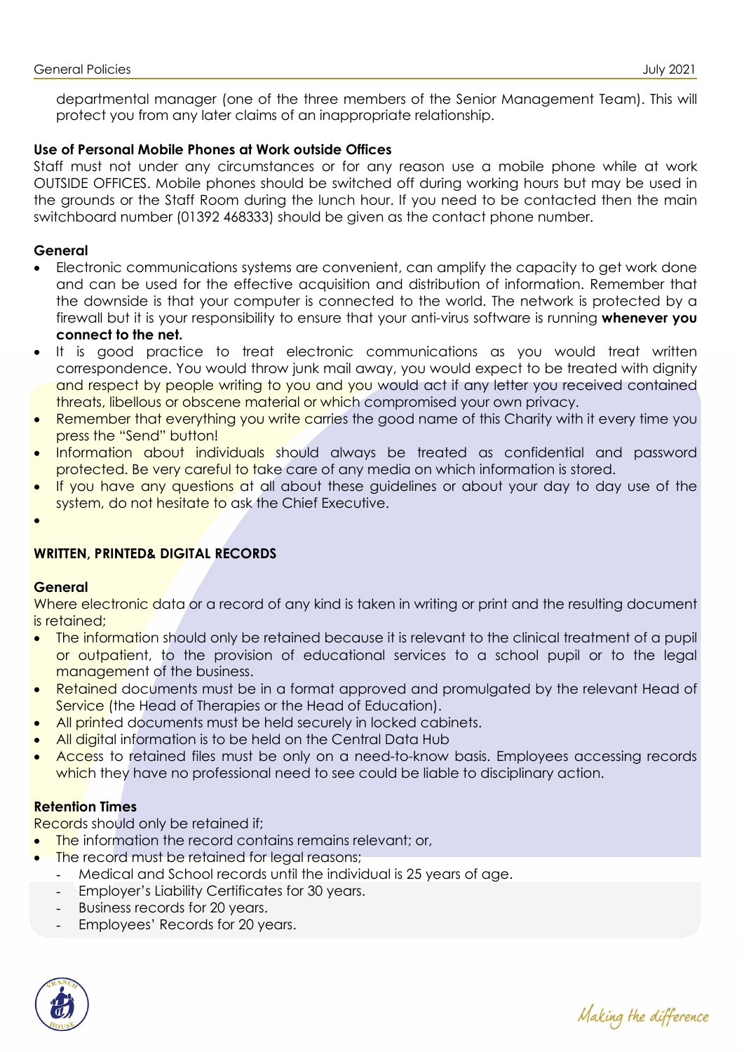departmental manager (one of the three members of the Senior Management Team). This will protect you from any later claims of an inappropriate relationship.

**Use of Personal Mobile Phones at Work outside Offices**

Staff must not under any circumstances or for any reason use a mobile phone while at work OUTSIDE OFFICES. Mobile phones should be switched off during working hours but may be used in the grounds or the Staff Room during the lunch hour. If you need to be contacted then the main switchboard number (01392 468333) should be given as the contact phone number.

**General**

- Electronic communications systems are convenient, can amplify the capacity to get work done and can be used for the effective acquisition and distribution of information. Remember that the downside is that your computer is connected to the world. The network is protected by a firewall but it is your responsibility to ensure that your anti-virus software is running **whenever you connect to the net.**
- It is good practice to treat electronic communications as you would treat written correspondence. You would throw junk mail away, you would expect to be treated with dignity and respect by people writing to you and you would act if any letter you received contained threats, libellous or obscene material or which compromised your own privacy.
- Remember that everything you write carries the good name of this Charity with it every time you press the "Send" button!
- Information about individuals should always be treated as confidential and password protected. Be very careful to take care of any media on which information is stored.
- If you have any questions at all about these guidelines or about your day to day use of the system, do not hesitate to ask the Chief Executive.

## WRITTEN, PRINTED& DIGITAL RECORDS

**General**

Where electronic data or a record of any kind is taken in writing or print and the resulting document is retained;

- The information should only be retained because it is relevant to the clinical treatment of a pupil or outpatient, to the provision of educational services to a school pupil or to the legal management of the business.
- Retained documents must be in a format approved and promulgated by the relevant Head of Service (the Head of Therapies or the Head of Education).
- All printed documents must be held securely in locked cabinets.
- All digital information is to be held on the Central Data Hub
- Access to retained files must be only on a need-to-know basis. Employees accessing records which they have no professional need to see could be liable to disciplinary action.

**Retention Times**

Records should only be retained if;

- The information the record contains remains relevant; or,
- The record must be retained for legal reasons;
  - Medical and School records until the individual is 25 years of age.
  - Employer's Liability Certificates for 30 years.
  - Business records for 20 years.
  - Employees' Records for 20 years.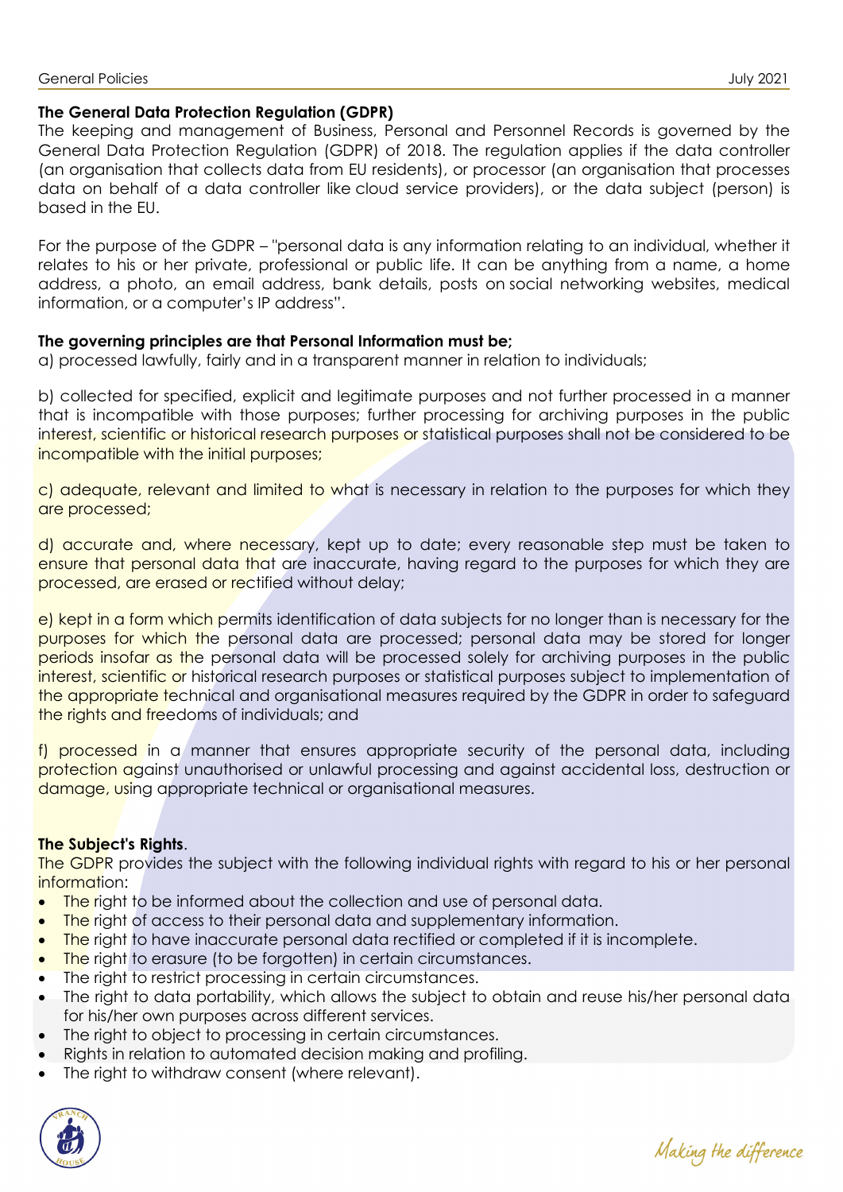**The General Data Protection Regulation (GDPR)**

The keeping and management of Business, Personal and Personnel Records is governed by the General Data Protection Regulation (GDPR) of 2018. The regulation applies if the data controller (an organisation that collects data from EU residents), or processor (an organisation that processes data on behalf of a data controller like cloud service providers), or the data subject (person) is based in the EU.

For the purpose of the GDPR – "personal data is any information relating to an individual, whether it relates to his or her private, professional or public life. It can be anything from a name, a home address, a photo, an email address, bank details, posts on social networking websites, medical information, or a computer's IP address".

**The governing principles are that Personal Information must be;**

a) processed lawfully, fairly and in a transparent manner in relation to individuals;

b) collected for specified, explicit and legitimate purposes and not further processed in a manner that is incompatible with those purposes; further processing for archiving purposes in the public interest, scientific or historical research purposes or statistical purposes shall not be considered to be incompatible with the initial purposes;

c) adequate, relevant and limited to what is necessary in relation to the purposes for which they are processed;

d) accurate and, where necessary, kept up to date; every reasonable step must be taken to ensure that personal data that are inaccurate, having regard to the purposes for which they are processed, are erased or rectified without delay;

e) kept in a form which permits identification of data subjects for no longer than is necessary for the purposes for which the personal data are processed; personal data may be stored for longer periods insofar as the personal data will be processed solely for archiving purposes in the public interest, scientific or historical research purposes or statistical purposes subject to implementation of the appropriate technical and organisational measures required by the GDPR in order to safeguard the rights and freedoms of individuals; and

f) processed in a manner that ensures appropriate security of the personal data, including protection against unauthorised or unlawful processing and against accidental loss, destruction or damage, using appropriate technical or organisational measures.

**The Subject's Rights**.

The GDPR provides the subject with the following individual rights with regard to his or her personal information:

- The right to be informed about the collection and use of personal data.
- The right of access to their personal data and supplementary information.
- The right to have inaccurate personal data rectified or completed if it is incomplete.
- The right to erasure (to be forgotten) in certain circumstances.
- The right to restrict processing in certain circumstances.
- The right to data portability, which allows the subject to obtain and reuse his/her personal data for his/her own purposes across different services.
- The right to object to processing in certain circumstances.
- Rights in relation to automated decision making and profiling.
- The right to withdraw consent (where relevant).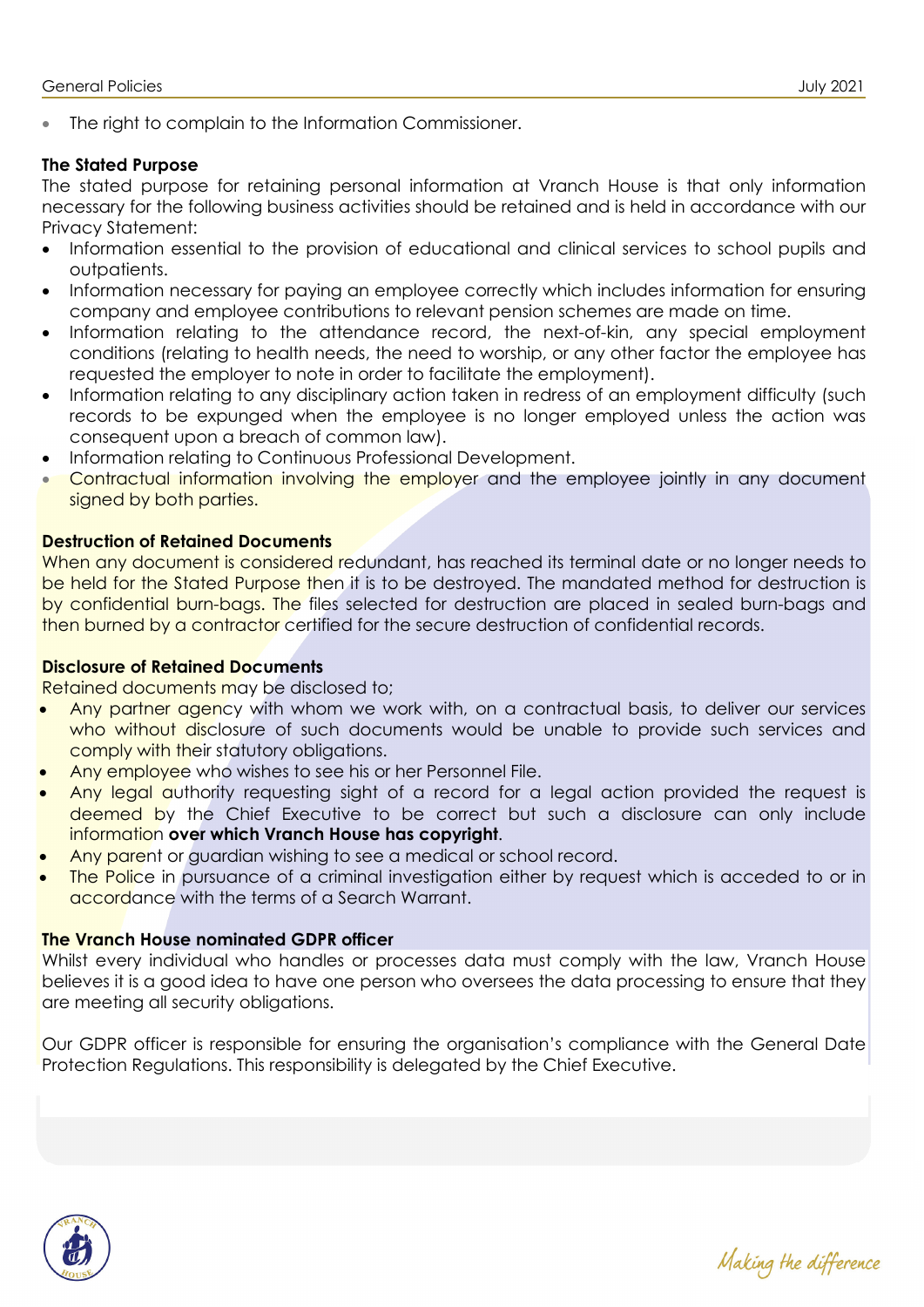- The right to complain to the Information Commissioner.

**The Stated Purpose**

The stated purpose for retaining personal information at Vranch House is that only information necessary for the following business activities should be retained and is held in accordance with our Privacy Statement:

- Information essential to the provision of educational and clinical services to school pupils and outpatients.
- Information necessary for paying an employee correctly which includes information for ensuring company and employee contributions to relevant pension schemes are made on time.
- Information relating to the attendance record, the next-of-kin, any special employment conditions (relating to health needs, the need to worship, or any other factor the employee has requested the employer to note in order to facilitate the employment).
- Information relating to any disciplinary action taken in redress of an employment difficulty (such records to be expunged when the employee is no longer employed unless the action was consequent upon a breach of common law).
- Information relating to Continuous Professional Development.
- Contractual information involving the employer and the employee jointly in any document signed by both parties.

**Destruction of Retained Documents**

When any document is considered redundant, has reached its terminal date or no longer needs to be held for the Stated Purpose then it is to be destroyed. The mandated method for destruction is by confidential burn-bags. The files selected for destruction are placed in sealed burn-bags and then burned by a contractor certified for the secure destruction of confidential records.

**Disclosure of Retained Documents**

Retained documents may be disclosed to;

- Any partner agency with whom we work with, on a contractual basis, to deliver our services who without disclosure of such documents would be unable to provide such services and comply with their statutory obligations.
- Any employee who wishes to see his or her Personnel File.
- Any legal authority requesting sight of a record for a legal action provided the request is deemed by the Chief Executive to be correct but such a disclosure can only include information **over which Vranch House has copyright**.
- Any parent or guardian wishing to see a medical or school record.
- The Police in pursuance of a criminal investigation either by request which is acceded to or in accordance with the terms of a Search Warrant.

**The Vranch House nominated GDPR officer**

Whilst every individual who handles or processes data must comply with the law, Vranch House believes it is a good idea to have one person who oversees the data processing to ensure that they are meeting all security obligations.

Our GDPR officer is responsible for ensuring the organisation's compliance with the General Date Protection Regulations. This responsibility is delegated by the Chief Executive.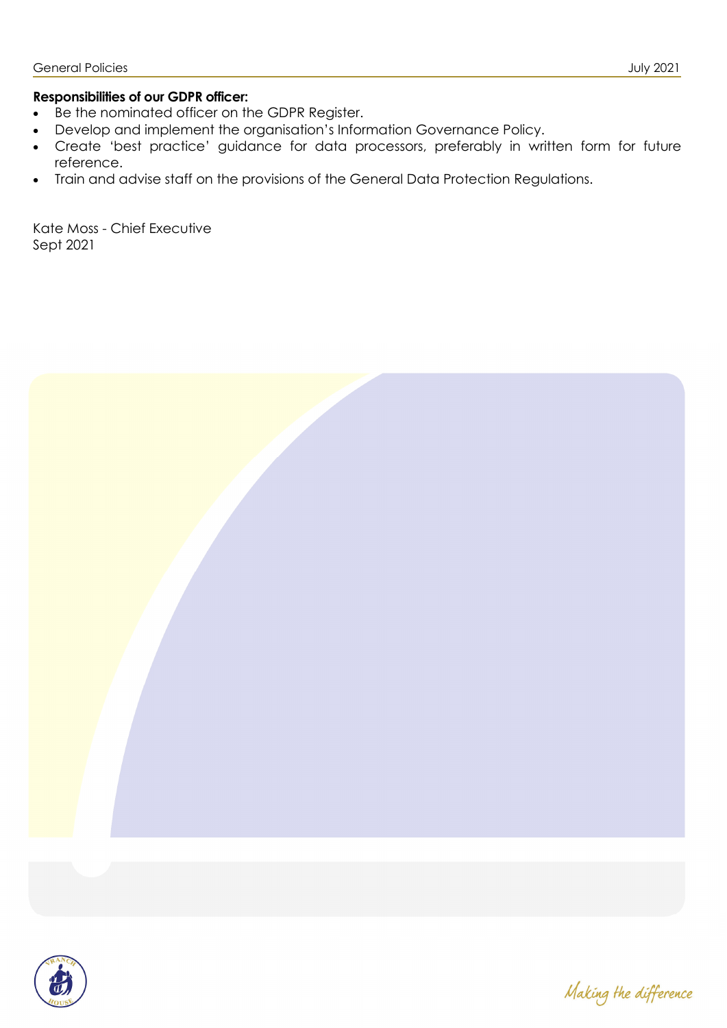**Responsibilities of our GDPR officer:**

- Be the nominated officer on the GDPR Register.
- Develop and implement the organisation's Information Governance Policy.
- Create 'best practice' guidance for data processors, preferably in written form for future reference.
- Train and advise staff on the provisions of the General Data Protection Regulations.

Kate Moss - Chief Executive
Sept 2021